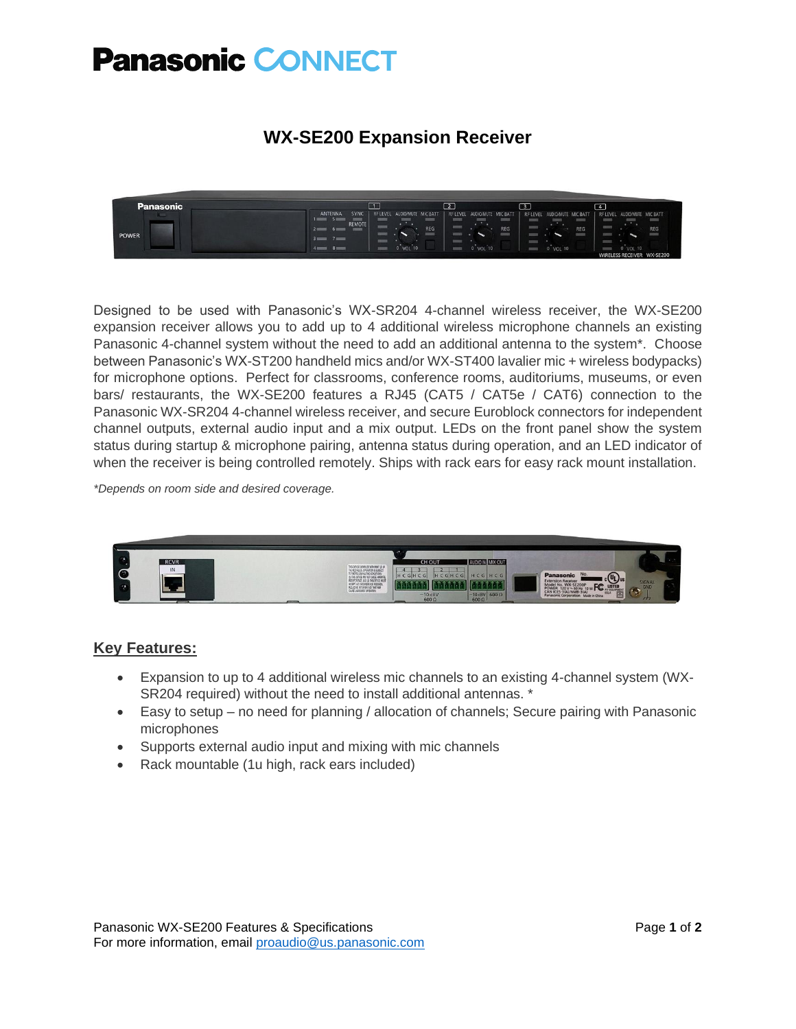# WX-SE200 Expansion Receiver

Designed to be used with Panasonic's WX-SR204 4-channel wireless receiver, the WX-SE200 expansion receiver allows you to add up to 4 additional wireless microphone channels an existing Panasonic 4-channel system without the need to add an additional antenna to the system*. Choose between Panasonic's WX-ST200 handheld mics and/or WX-ST400 lavalier mic + wireless bodypacks) for microphone options. Perfect for classrooms, conference rooms, auditoriums, museums, or even bars/ restaurants, the WX-SE200 features a RJ45 (CAT5 / CAT5e / CAT6) connection to the Panasonic WX-SR204 4-channel wireless receiver, and secure Euroblock connectors for independent channel outputs, external audio input and a mix output. LEDs on the front panel show the system status during startup & microphone pairing, antenna status during operation, and an LED indicator of when the receiver is being controlled remotely. Ships with rack ears for easy rack mount installation.

*\*Depends on room side and desired coverage.*

## Key Features:

- Expansion to up to 4 additional wireless mic channels to an existing 4-channel system (WX-SR204 required) without the need to install additional antennas. *
- Easy to setup – no need for planning / allocation of channels; Secure pairing with Panasonic microphones
- Supports external audio input and mixing with mic channels
- Rack mountable (1u high, rack ears included)

Panasonic WX-SE200 Features & Specifications
For more information, email [proaudio@us.panasonic.com](mailto:proaudio@us.panasonic.com)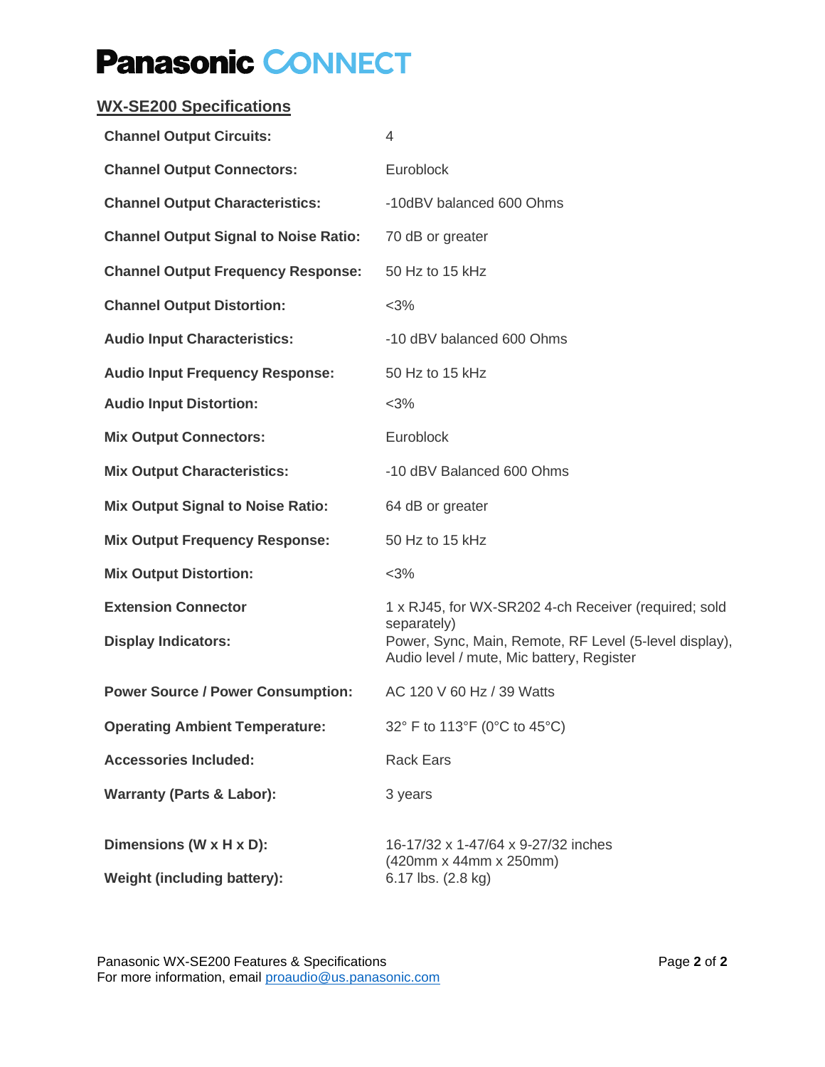Panasonic CONNECT

## WX-SE200 Specifications

| | |
|---|---|
| **Channel Output Circuits:** | 4 |
| **Channel Output Connectors:** | Euroblock |
| **Channel Output Characteristics:** | -10dBV balanced 600 Ohms |
| **Channel Output Signal to Noise Ratio:** | 70 dB or greater |
| **Channel Output Frequency Response:** | 50 Hz to 15 kHz |
| **Channel Output Distortion:** | <3% |
| **Audio Input Characteristics:** | -10 dBV balanced 600 Ohms |
| **Audio Input Frequency Response:** | 50 Hz to 15 kHz |
| **Audio Input Distortion:** | <3% |
| **Mix Output Connectors:** | Euroblock |
| **Mix Output Characteristics:** | -10 dBV Balanced 600 Ohms |
| **Mix Output Signal to Noise Ratio:** | 64 dB or greater |
| **Mix Output Frequency Response:** | 50 Hz to 15 kHz |
| **Mix Output Distortion:** | <3% |
| **Extension Connector** | 1 x RJ45, for WX-SR202 4-ch Receiver (required; sold separately) |
| **Display Indicators:** | Power, Sync, Main, Remote, RF Level (5-level display), Audio level / mute, Mic battery, Register |
| **Power Source / Power Consumption:** | AC 120 V 60 Hz / 39 Watts |
| **Operating Ambient Temperature:** | 32° F to 113°F (0°C to 45°C) |
| **Accessories Included:** | Rack Ears |
| **Warranty (Parts & Labor):** | 3 years |
| **Dimensions (W x H x D):** | 16-17/32 x 1-47/64 x 9-27/32 inches (420mm x 44mm x 250mm) |
| **Weight (including battery):** | 6.17 lbs. (2.8 kg) |

Panasonic WX-SE200 Features & Specifications
For more information, email proaudio@us.panasonic.com